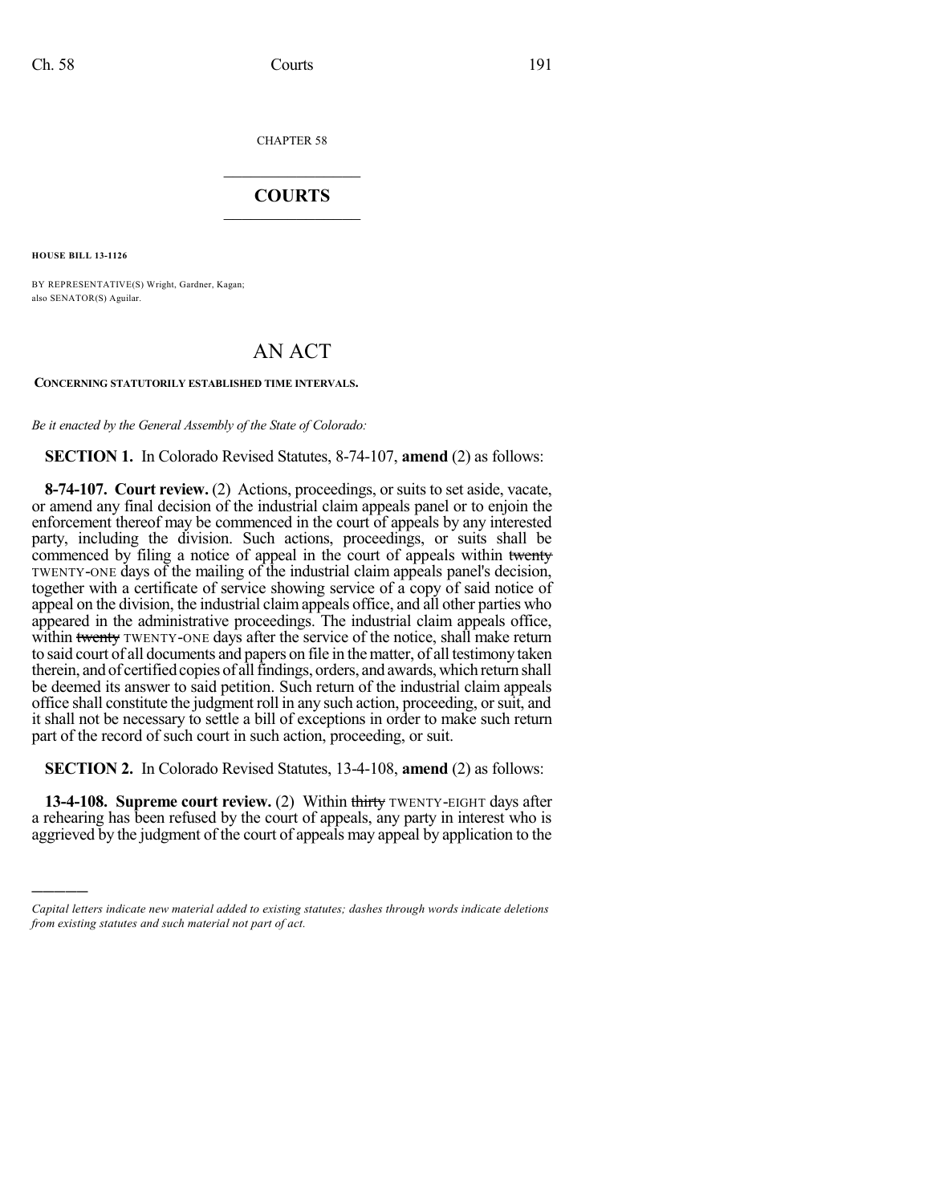CHAPTER 58

# COURTS

**HOUSE BILL 13-1126**

BY REPRESENTATIVE(S) Wright, Gardner, Kagan;
also SENATOR(S) Aguilar.

# AN ACT

**CONCERNING STATUTORILY ESTABLISHED TIME INTERVALS.**

*Be it enacted by the General Assembly of the State of Colorado:*

**SECTION 1.** In Colorado Revised Statutes, 8-74-107, **amend** (2) as follows:

**8-74-107. Court review.** (2) Actions, proceedings, or suits to set aside, vacate, or amend any final decision of the industrial claim appeals panel or to enjoin the enforcement thereof may be commenced in the court of appeals by any interested party, including the division. Such actions, proceedings, or suits shall be commenced by filing a notice of appeal in the court of appeals within ~~twenty~~ TWENTY-ONE days of the mailing of the industrial claim appeals panel's decision, together with a certificate of service showing service of a copy of said notice of appeal on the division, the industrial claim appeals office, and all other parties who appeared in the administrative proceedings. The industrial claim appeals office, within ~~twenty~~ TWENTY-ONE days after the service of the notice, shall make return to said court of all documents and papers on file in the matter, of all testimony taken therein, and of certified copies of all findings, orders, and awards, which return shall be deemed its answer to said petition. Such return of the industrial claim appeals office shall constitute the judgment roll in any such action, proceeding, or suit, and it shall not be necessary to settle a bill of exceptions in order to make such return part of the record of such court in such action, proceeding, or suit.

**SECTION 2.** In Colorado Revised Statutes, 13-4-108, **amend** (2) as follows:

**13-4-108. Supreme court review.** (2) Within ~~thirty~~ TWENTY-EIGHT days after a rehearing has been refused by the court of appeals, any party in interest who is aggrieved by the judgment of the court of appeals may appeal by application to the

---

*Capital letters indicate new material added to existing statutes; dashes through words indicate deletions from existing statutes and such material not part of act.*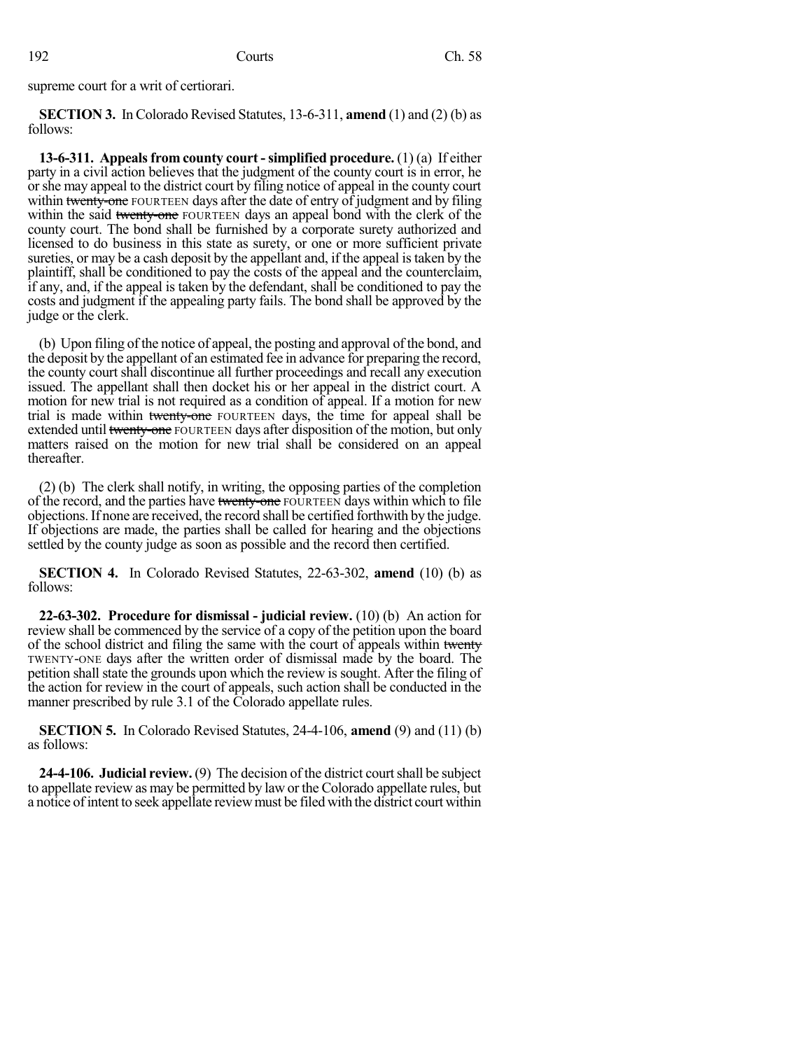supreme court for a writ of certiorari.

**SECTION 3.** In Colorado Revised Statutes, 13-6-311, **amend** (1) and (2) (b) as follows:

**13-6-311. Appeals from county court - simplified procedure.** (1) (a) If either party in a civil action believes that the judgment of the county court is in error, he or she may appeal to the district court by filing notice of appeal in the county court within ~~twenty-one~~ FOURTEEN days after the date of entry of judgment and by filing within the said ~~twenty-one~~ FOURTEEN days an appeal bond with the clerk of the county court. The bond shall be furnished by a corporate surety authorized and licensed to do business in this state as surety, or one or more sufficient private sureties, or may be a cash deposit by the appellant and, if the appeal is taken by the plaintiff, shall be conditioned to pay the costs of the appeal and the counterclaim, if any, and, if the appeal is taken by the defendant, shall be conditioned to pay the costs and judgment if the appealing party fails. The bond shall be approved by the judge or the clerk.

(b) Upon filing of the notice of appeal, the posting and approval of the bond, and the deposit by the appellant of an estimated fee in advance for preparing the record, the county court shall discontinue all further proceedings and recall any execution issued. The appellant shall then docket his or her appeal in the district court. A motion for new trial is not required as a condition of appeal. If a motion for new trial is made within ~~twenty-one~~ FOURTEEN days, the time for appeal shall be extended until ~~twenty-one~~ FOURTEEN days after disposition of the motion, but only matters raised on the motion for new trial shall be considered on an appeal thereafter.

(2) (b) The clerk shall notify, in writing, the opposing parties of the completion of the record, and the parties have ~~twenty-one~~ FOURTEEN days within which to file objections. If none are received, the record shall be certified forthwith by the judge. If objections are made, the parties shall be called for hearing and the objections settled by the county judge as soon as possible and the record then certified.

**SECTION 4.** In Colorado Revised Statutes, 22-63-302, **amend** (10) (b) as follows:

**22-63-302. Procedure for dismissal - judicial review.** (10) (b) An action for review shall be commenced by the service of a copy of the petition upon the board of the school district and filing the same with the court of appeals within ~~twenty~~ TWENTY-ONE days after the written order of dismissal made by the board. The petition shall state the grounds upon which the review is sought. After the filing of the action for review in the court of appeals, such action shall be conducted in the manner prescribed by rule 3.1 of the Colorado appellate rules.

**SECTION 5.** In Colorado Revised Statutes, 24-4-106, **amend** (9) and (11) (b) as follows:

**24-4-106. Judicial review.** (9) The decision of the district court shall be subject to appellate review as may be permitted by law or the Colorado appellate rules, but a notice of intent to seek appellate review must be filed with the district court within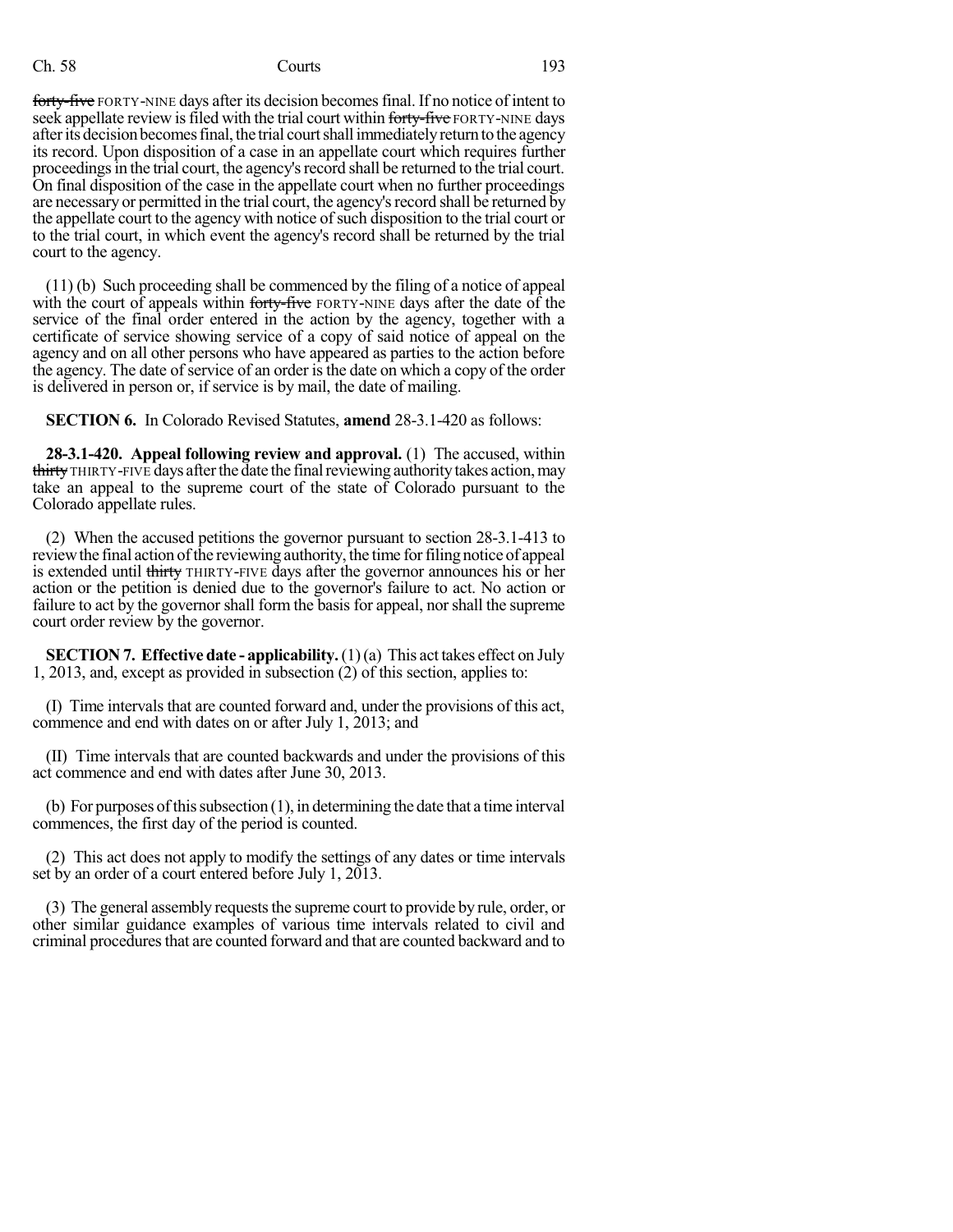~~forty-five~~ FORTY-NINE days after its decision becomes final. If no notice of intent to seek appellate review is filed with the trial court within ~~forty-five~~ FORTY-NINE days after its decision becomes final, the trial court shall immediately return to the agency its record. Upon disposition of a case in an appellate court which requires further proceedings in the trial court, the agency's record shall be returned to the trial court. On final disposition of the case in the appellate court when no further proceedings are necessary or permitted in the trial court, the agency's record shall be returned by the appellate court to the agency with notice of such disposition to the trial court or to the trial court, in which event the agency's record shall be returned by the trial court to the agency.

(11) (b) Such proceeding shall be commenced by the filing of a notice of appeal with the court of appeals within ~~forty-five~~ FORTY-NINE days after the date of the service of the final order entered in the action by the agency, together with a certificate of service showing service of a copy of said notice of appeal on the agency and on all other persons who have appeared as parties to the action before the agency. The date of service of an order is the date on which a copy of the order is delivered in person or, if service is by mail, the date of mailing.

**SECTION 6.** In Colorado Revised Statutes, **amend** 28-3.1-420 as follows:

**28-3.1-420. Appeal following review and approval.** (1) The accused, within ~~thirty~~ THIRTY-FIVE days after the date the final reviewing authority takes action, may take an appeal to the supreme court of the state of Colorado pursuant to the Colorado appellate rules.

(2) When the accused petitions the governor pursuant to section 28-3.1-413 to review the final action of the reviewing authority, the time for filing notice of appeal is extended until ~~thirty~~ THIRTY-FIVE days after the governor announces his or her action or the petition is denied due to the governor's failure to act. No action or failure to act by the governor shall form the basis for appeal, nor shall the supreme court order review by the governor.

**SECTION 7. Effective date - applicability.** (1) (a) This act takes effect on July 1, 2013, and, except as provided in subsection (2) of this section, applies to:

(I) Time intervals that are counted forward and, under the provisions of this act, commence and end with dates on or after July 1, 2013; and

(II) Time intervals that are counted backwards and under the provisions of this act commence and end with dates after June 30, 2013.

(b) For purposes of this subsection (1), in determining the date that a time interval commences, the first day of the period is counted.

(2) This act does not apply to modify the settings of any dates or time intervals set by an order of a court entered before July 1, 2013.

(3) The general assembly requests the supreme court to provide by rule, order, or other similar guidance examples of various time intervals related to civil and criminal procedures that are counted forward and that are counted backward and to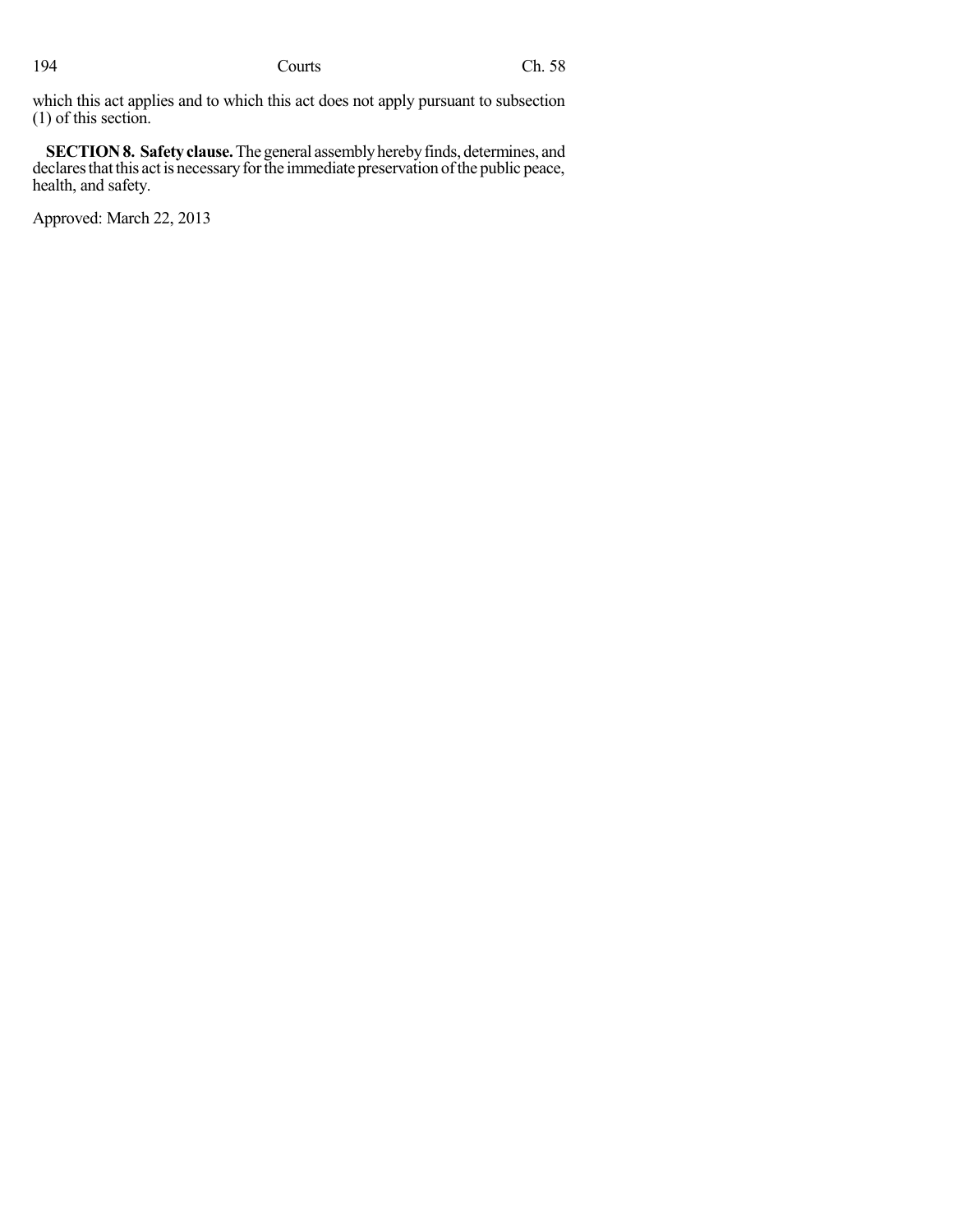which this act applies and to which this act does not apply pursuant to subsection (1) of this section.

**SECTION 8. Safety clause.** The general assembly hereby finds, determines, and declares that this act is necessary for the immediate preservation of the public peace, health, and safety.

Approved: March 22, 2013